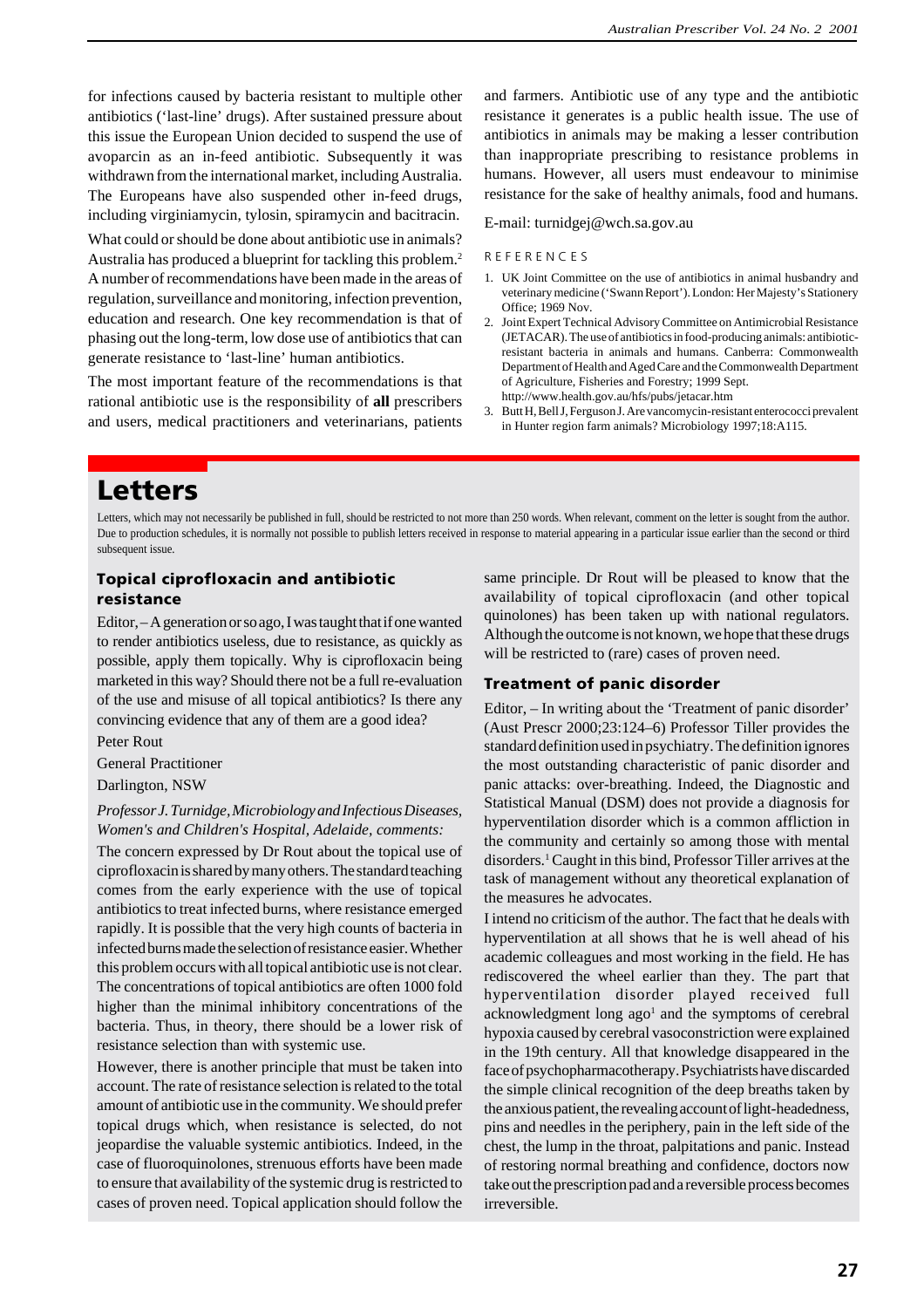for infections caused by bacteria resistant to multiple other antibiotics ('last-line' drugs). After sustained pressure about this issue the European Union decided to suspend the use of avoparcin as an in-feed antibiotic. Subsequently it was withdrawn from the international market, including Australia. The Europeans have also suspended other in-feed drugs, including virginiamycin, tylosin, spiramycin and bacitracin.

What could or should be done about antibiotic use in animals? Australia has produced a blueprint for tackling this problem.[2] A number of recommendations have been made in the areas of regulation, surveillance and monitoring, infection prevention, education and research. One key recommendation is that of phasing out the long-term, low dose use of antibiotics that can generate resistance to 'last-line' human antibiotics.

The most important feature of the recommendations is that rational antibiotic use is the responsibility of **all** prescribers and users, medical practitioners and veterinarians, patients and farmers. Antibiotic use of any type and the antibiotic resistance it generates is a public health issue. The use of antibiotics in animals may be making a lesser contribution than inappropriate prescribing to resistance problems in humans. However, all users must endeavour to minimise resistance for the sake of healthy animals, food and humans.

E-mail: turnidgej@wch.sa.gov.au

REFERENCES

1. UK Joint Committee on the use of antibiotics in animal husbandry and veterinary medicine ('Swann Report'). London: Her Majesty's Stationery Office; 1969 Nov.
2. Joint Expert Technical Advisory Committee on Antimicrobial Resistance (JETACAR). The use of antibiotics in food-producing animals: antibiotic-resistant bacteria in animals and humans. Canberra: Commonwealth Department of Health and Aged Care and the Commonwealth Department of Agriculture, Fisheries and Forestry; 1999 Sept. http://www.health.gov.au/hfs/pubs/jetacar.htm
3. Butt H, Bell J, Ferguson J. Are vancomycin-resistant enterococci prevalent in Hunter region farm animals? Microbiology 1997;18:A115.

# Letters

Letters, which may not necessarily be published in full, should be restricted to not more than 250 words. When relevant, comment on the letter is sought from the author. Due to production schedules, it is normally not possible to publish letters received in response to material appearing in a particular issue earlier than the second or third subsequent issue.

## Topical ciprofloxacin and antibiotic resistance

Editor, – A generation or so ago, I was taught that if one wanted to render antibiotics useless, due to resistance, as quickly as possible, apply them topically. Why is ciprofloxacin being marketed in this way? Should there not be a full re-evaluation of the use and misuse of all topical antibiotics? Is there any convincing evidence that any of them are a good idea?

Peter Rout

General Practitioner

Darlington, NSW

*Professor J. Turnidge, Microbiology and Infectious Diseases, Women's and Children's Hospital, Adelaide, comments:*

The concern expressed by Dr Rout about the topical use of ciprofloxacin is shared by many others. The standard teaching comes from the early experience with the use of topical antibiotics to treat infected burns, where resistance emerged rapidly. It is possible that the very high counts of bacteria in infected burns made the selection of resistance easier. Whether this problem occurs with all topical antibiotic use is not clear. The concentrations of topical antibiotics are often 1000 fold higher than the minimal inhibitory concentrations of the bacteria. Thus, in theory, there should be a lower risk of resistance selection than with systemic use.

However, there is another principle that must be taken into account. The rate of resistance selection is related to the total amount of antibiotic use in the community. We should prefer topical drugs which, when resistance is selected, do not jeopardise the valuable systemic antibiotics. Indeed, in the case of fluoroquinolones, strenuous efforts have been made to ensure that availability of the systemic drug is restricted to cases of proven need. Topical application should follow the same principle. Dr Rout will be pleased to know that the availability of topical ciprofloxacin (and other topical quinolones) has been taken up with national regulators. Although the outcome is not known, we hope that these drugs will be restricted to (rare) cases of proven need.

## Treatment of panic disorder

Editor, – In writing about the 'Treatment of panic disorder' (Aust Prescr 2000;23:124–6) Professor Tiller provides the standard definition used in psychiatry. The definition ignores the most outstanding characteristic of panic disorder and panic attacks: over-breathing. Indeed, the Diagnostic and Statistical Manual (DSM) does not provide a diagnosis for hyperventilation disorder which is a common affliction in the community and certainly so among those with mental disorders.[1] Caught in this bind, Professor Tiller arrives at the task of management without any theoretical explanation of the measures he advocates.

I intend no criticism of the author. The fact that he deals with hyperventilation at all shows that he is well ahead of his academic colleagues and most working in the field. He has rediscovered the wheel earlier than they. The part that hyperventilation disorder played received full acknowledgment long ago[1] and the symptoms of cerebral hypoxia caused by cerebral vasoconstriction were explained in the 19th century. All that knowledge disappeared in the face of psychopharmacotherapy. Psychiatrists have discarded the simple clinical recognition of the deep breaths taken by the anxious patient, the revealing account of light-headedness, pins and needles in the periphery, pain in the left side of the chest, the lump in the throat, palpitations and panic. Instead of restoring normal breathing and confidence, doctors now take out the prescription pad and a reversible process becomes irreversible.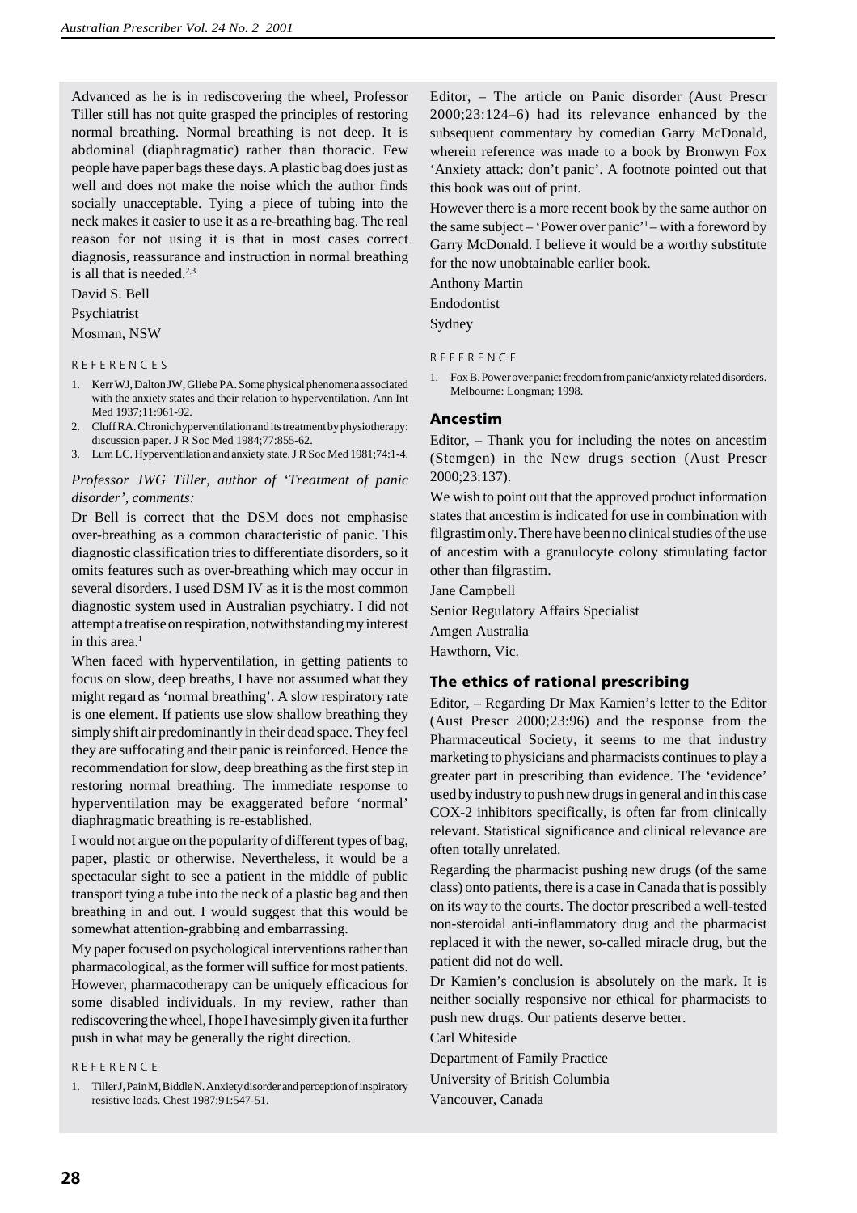Advanced as he is in rediscovering the wheel, Professor Tiller still has not quite grasped the principles of restoring normal breathing. Normal breathing is not deep. It is abdominal (diaphragmatic) rather than thoracic. Few people have paper bags these days. A plastic bag does just as well and does not make the noise which the author finds socially unacceptable. Tying a piece of tubing into the neck makes it easier to use it as a re-breathing bag. The real reason for not using it is that in most cases correct diagnosis, reassurance and instruction in normal breathing is all that is needed.[2,3]

David S. Bell

Psychiatrist

Mosman, NSW

REFERENCES

1. Kerr WJ, Dalton JW, Gliebe PA. Some physical phenomena associated with the anxiety states and their relation to hyperventilation. Ann Int Med 1937;11:961-92.
2. Cluff RA. Chronic hyperventilation and its treatment by physiotherapy: discussion paper. J R Soc Med 1984;77:855-62.
3. Lum LC. Hyperventilation and anxiety state. J R Soc Med 1981;74:1-4.

*Professor JWG Tiller, author of 'Treatment of panic disorder', comments:*

Dr Bell is correct that the DSM does not emphasise over-breathing as a common characteristic of panic. This diagnostic classification tries to differentiate disorders, so it omits features such as over-breathing which may occur in several disorders. I used DSM IV as it is the most common diagnostic system used in Australian psychiatry. I did not attempt a treatise on respiration, notwithstanding my interest in this area.[1]

When faced with hyperventilation, in getting patients to focus on slow, deep breaths, I have not assumed what they might regard as 'normal breathing'. A slow respiratory rate is one element. If patients use slow shallow breathing they simply shift air predominantly in their dead space. They feel they are suffocating and their panic is reinforced. Hence the recommendation for slow, deep breathing as the first step in restoring normal breathing. The immediate response to hyperventilation may be exaggerated before 'normal' diaphragmatic breathing is re-established.

I would not argue on the popularity of different types of bag, paper, plastic or otherwise. Nevertheless, it would be a spectacular sight to see a patient in the middle of public transport tying a tube into the neck of a plastic bag and then breathing in and out. I would suggest that this would be somewhat attention-grabbing and embarrassing.

My paper focused on psychological interventions rather than pharmacological, as the former will suffice for most patients. However, pharmacotherapy can be uniquely efficacious for some disabled individuals. In my review, rather than rediscovering the wheel, I hope I have simply given it a further push in what may be generally the right direction.

REFERENCE

1. Tiller J, Pain M, Biddle N. Anxiety disorder and perception of inspiratory resistive loads. Chest 1987;91:547-51.

Editor, – The article on Panic disorder (Aust Prescr 2000;23:124–6) had its relevance enhanced by the subsequent commentary by comedian Garry McDonald, wherein reference was made to a book by Bronwyn Fox 'Anxiety attack: don't panic'. A footnote pointed out that this book was out of print.

However there is a more recent book by the same author on the same subject – 'Power over panic'[1] – with a foreword by Garry McDonald. I believe it would be a worthy substitute for the now unobtainable earlier book.

Anthony Martin

Endodontist

Sydney

REFERENCE

1. Fox B. Power over panic: freedom from panic/anxiety related disorders. Melbourne: Longman; 1998.

## Ancestim

Editor, – Thank you for including the notes on ancestim (Stemgen) in the New drugs section (Aust Prescr 2000;23:137).

We wish to point out that the approved product information states that ancestim is indicated for use in combination with filgrastim only. There have been no clinical studies of the use of ancestim with a granulocyte colony stimulating factor other than filgrastim.

Jane Campbell

Senior Regulatory Affairs Specialist

Amgen Australia

Hawthorn, Vic.

## The ethics of rational prescribing

Editor, – Regarding Dr Max Kamien's letter to the Editor (Aust Prescr 2000;23:96) and the response from the Pharmaceutical Society, it seems to me that industry marketing to physicians and pharmacists continues to play a greater part in prescribing than evidence. The 'evidence' used by industry to push new drugs in general and in this case COX-2 inhibitors specifically, is often far from clinically relevant. Statistical significance and clinical relevance are often totally unrelated.

Regarding the pharmacist pushing new drugs (of the same class) onto patients, there is a case in Canada that is possibly on its way to the courts. The doctor prescribed a well-tested non-steroidal anti-inflammatory drug and the pharmacist replaced it with the newer, so-called miracle drug, but the patient did not do well.

Dr Kamien's conclusion is absolutely on the mark. It is neither socially responsive nor ethical for pharmacists to push new drugs. Our patients deserve better.

Carl Whiteside

Department of Family Practice

University of British Columbia

Vancouver, Canada